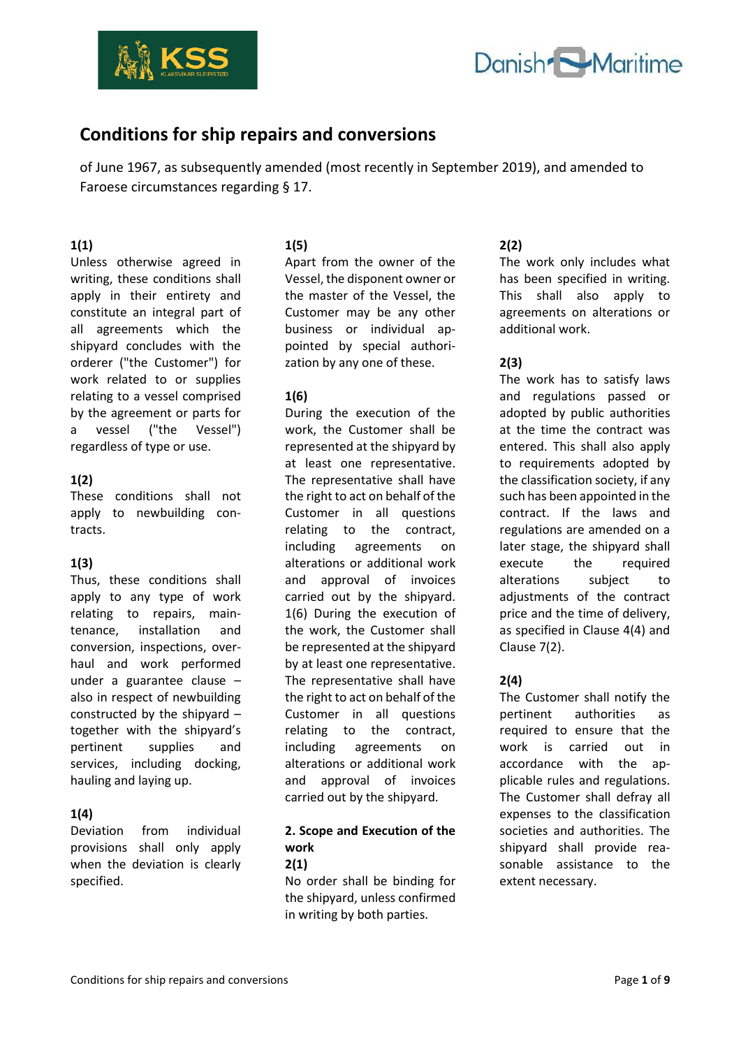# Conditions for ship repairs and conversions

of June 1967, as subsequently amended (most recently in September 2019), and amended to Faroese circumstances regarding § 17.

**1(1)**
Unless otherwise agreed in writing, these conditions shall apply in their entirety and constitute an integral part of all agreements which the shipyard concludes with the orderer ("the Customer") for work related to or supplies relating to a vessel comprised by the agreement or parts for a vessel ("the Vessel") regardless of type or use.

**1(2)**
These conditions shall not apply to newbuilding contracts.

**1(3)**
Thus, these conditions shall apply to any type of work relating to repairs, maintenance, installation and conversion, inspections, overhaul and work performed under a guarantee clause – also in respect of newbuilding constructed by the shipyard – together with the shipyard's pertinent supplies and services, including docking, hauling and laying up.

**1(4)**
Deviation from individual provisions shall only apply when the deviation is clearly specified.

**1(5)**
Apart from the owner of the Vessel, the disponent owner or the master of the Vessel, the Customer may be any other business or individual appointed by special authorization by any one of these.

**1(6)**
During the execution of the work, the Customer shall be represented at the shipyard by at least one representative. The representative shall have the right to act on behalf of the Customer in all questions relating to the contract, including agreements on alterations or additional work and approval of invoices carried out by the shipyard. 1(6) During the execution of the work, the Customer shall be represented at the shipyard by at least one representative. The representative shall have the right to act on behalf of the Customer in all questions relating to the contract, including agreements on alterations or additional work and approval of invoices carried out by the shipyard.

**2. Scope and Execution of the work**

**2(1)**
No order shall be binding for the shipyard, unless confirmed in writing by both parties.

**2(2)**
The work only includes what has been specified in writing. This shall also apply to agreements on alterations or additional work.

**2(3)**
The work has to satisfy laws and regulations passed or adopted by public authorities at the time the contract was entered. This shall also apply to requirements adopted by the classification society, if any such has been appointed in the contract. If the laws and regulations are amended on a later stage, the shipyard shall execute the required alterations subject to adjustments of the contract price and the time of delivery, as specified in Clause 4(4) and Clause 7(2).

**2(4)**
The Customer shall notify the pertinent authorities as required to ensure that the work is carried out in accordance with the applicable rules and regulations. The Customer shall defray all expenses to the classification societies and authorities. The shipyard shall provide reasonable assistance to the extent necessary.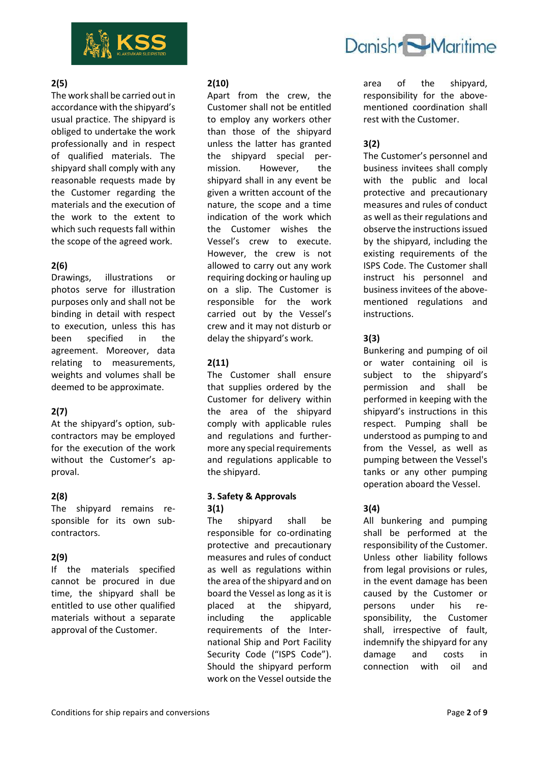**2(5)**
The work shall be carried out in accordance with the shipyard's usual practice. The shipyard is obliged to undertake the work professionally and in respect of qualified materials. The shipyard shall comply with any reasonable requests made by the Customer regarding the materials and the execution of the work to the extent to which such requests fall within the scope of the agreed work.

**2(6)**
Drawings, illustrations or photos serve for illustration purposes only and shall not be binding in detail with respect to execution, unless this has been specified in the agreement. Moreover, data relating to measurements, weights and volumes shall be deemed to be approximate.

**2(7)**
At the shipyard's option, sub-contractors may be employed for the execution of the work without the Customer's approval.

**2(8)**
The shipyard remains responsible for its own sub-contractors.

**2(9)**
If the materials specified cannot be procured in due time, the shipyard shall be entitled to use other qualified materials without a separate approval of the Customer.

**2(10)**
Apart from the crew, the Customer shall not be entitled to employ any workers other than those of the shipyard unless the latter has granted the shipyard special permission. However, the shipyard shall in any event be given a written account of the nature, the scope and a time indication of the work which the Customer wishes the Vessel's crew to execute. However, the crew is not allowed to carry out any work requiring docking or hauling up on a slip. The Customer is responsible for the work carried out by the Vessel's crew and it may not disturb or delay the shipyard's work.

**2(11)**
The Customer shall ensure that supplies ordered by the Customer for delivery within the area of the shipyard comply with applicable rules and regulations and furthermore any special requirements and regulations applicable to the shipyard.

## 3. Safety & Approvals

**3(1)**
The shipyard shall be responsible for co-ordinating protective and precautionary measures and rules of conduct as well as regulations within the area of the shipyard and on board the Vessel as long as it is placed at the shipyard, including the applicable requirements of the International Ship and Port Facility Security Code ("ISPS Code"). Should the shipyard perform work on the Vessel outside the area of the shipyard, responsibility for the above-mentioned coordination shall rest with the Customer.

**3(2)**
The Customer's personnel and business invitees shall comply with the public and local protective and precautionary measures and rules of conduct as well as their regulations and observe the instructions issued by the shipyard, including the existing requirements of the ISPS Code. The Customer shall instruct his personnel and business invitees of the above-mentioned regulations and instructions.

**3(3)**
Bunkering and pumping of oil or water containing oil is subject to the shipyard's permission and shall be performed in keeping with the shipyard's instructions in this respect. Pumping shall be understood as pumping to and from the Vessel, as well as pumping between the Vessel's tanks or any other pumping operation aboard the Vessel.

**3(4)**
All bunkering and pumping shall be performed at the responsibility of the Customer. Unless other liability follows from legal provisions or rules, in the event damage has been caused by the Customer or persons under his responsibility, the Customer shall, irrespective of fault, indemnify the shipyard for any damage and costs in connection with oil and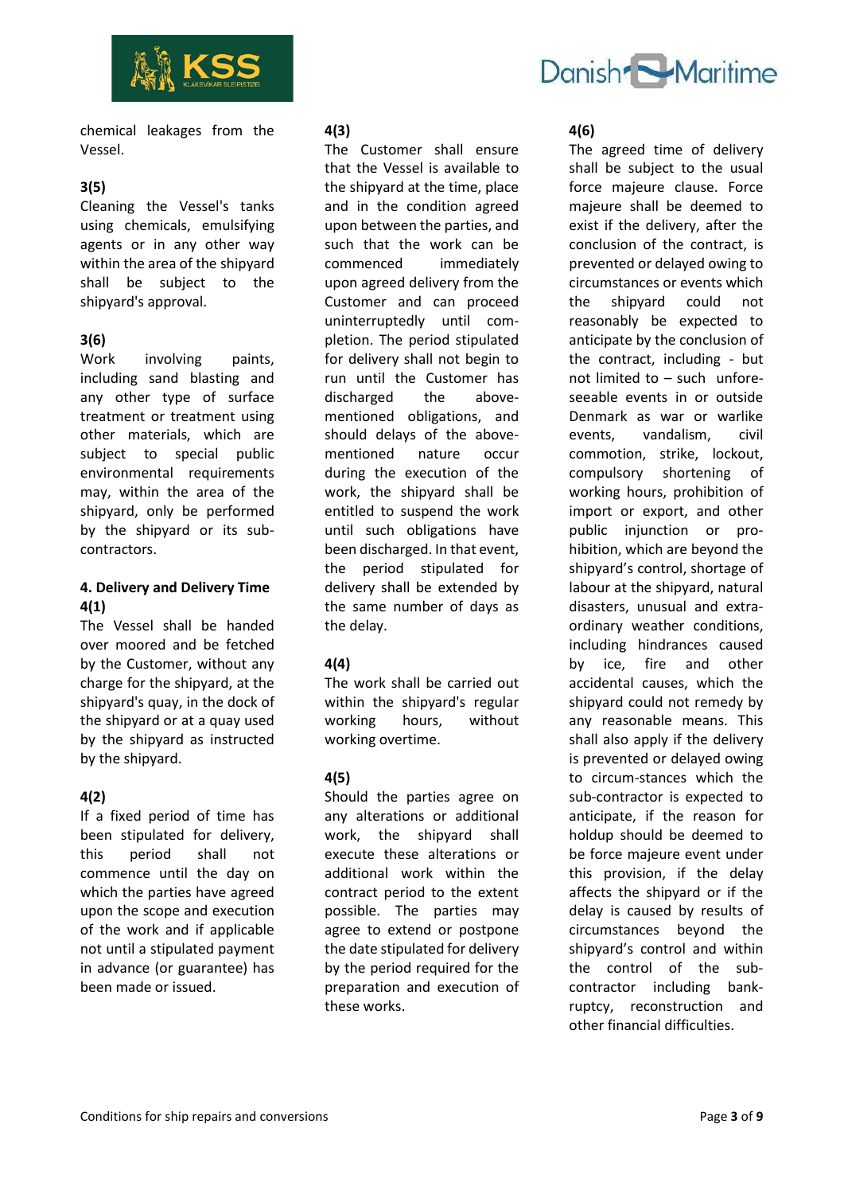chemical leakages from the Vessel.

**3(5)**
Cleaning the Vessel's tanks using chemicals, emulsifying agents or in any other way within the area of the shipyard shall be subject to the shipyard's approval.

**3(6)**
Work involving paints, including sand blasting and any other type of surface treatment or treatment using other materials, which are subject to special public environmental requirements may, within the area of the shipyard, only be performed by the shipyard or its sub-contractors.

## 4. Delivery and Delivery Time

**4(1)**
The Vessel shall be handed over moored and be fetched by the Customer, without any charge for the shipyard, at the shipyard's quay, in the dock of the shipyard or at a quay used by the shipyard as instructed by the shipyard.

**4(2)**
If a fixed period of time has been stipulated for delivery, this period shall not commence until the day on which the parties have agreed upon the scope and execution of the work and if applicable not until a stipulated payment in advance (or guarantee) has been made or issued.

**4(3)**
The Customer shall ensure that the Vessel is available to the shipyard at the time, place and in the condition agreed upon between the parties, and such that the work can be commenced immediately upon agreed delivery from the Customer and can proceed uninterruptedly until completion. The period stipulated for delivery shall not begin to run until the Customer has discharged the above-mentioned obligations, and should delays of the above-mentioned nature occur during the execution of the work, the shipyard shall be entitled to suspend the work until such obligations have been discharged. In that event, the period stipulated for delivery shall be extended by the same number of days as the delay.

**4(4)**
The work shall be carried out within the shipyard's regular working hours, without working overtime.

**4(5)**
Should the parties agree on any alterations or additional work, the shipyard shall execute these alterations or additional work within the contract period to the extent possible. The parties may agree to extend or postpone the date stipulated for delivery by the period required for the preparation and execution of these works.

**4(6)**
The agreed time of delivery shall be subject to the usual force majeure clause. Force majeure shall be deemed to exist if the delivery, after the conclusion of the contract, is prevented or delayed owing to circumstances or events which the shipyard could not reasonably be expected to anticipate by the conclusion of the contract, including - but not limited to – such unforeseeable events in or outside Denmark as war or warlike events, vandalism, civil commotion, strike, lockout, compulsory shortening of working hours, prohibition of import or export, and other public injunction or prohibition, which are beyond the shipyard's control, shortage of labour at the shipyard, natural disasters, unusual and extraordinary weather conditions, including hindrances caused by ice, fire and other accidental causes, which the shipyard could not remedy by any reasonable means. This shall also apply if the delivery is prevented or delayed owing to circum-stances which the sub-contractor is expected to anticipate, if the reason for holdup should be deemed to be force majeure event under this provision, if the delay affects the shipyard or if the delay is caused by results of circumstances beyond the shipyard's control and within the control of the sub-contractor including bankruptcy, reconstruction and other financial difficulties.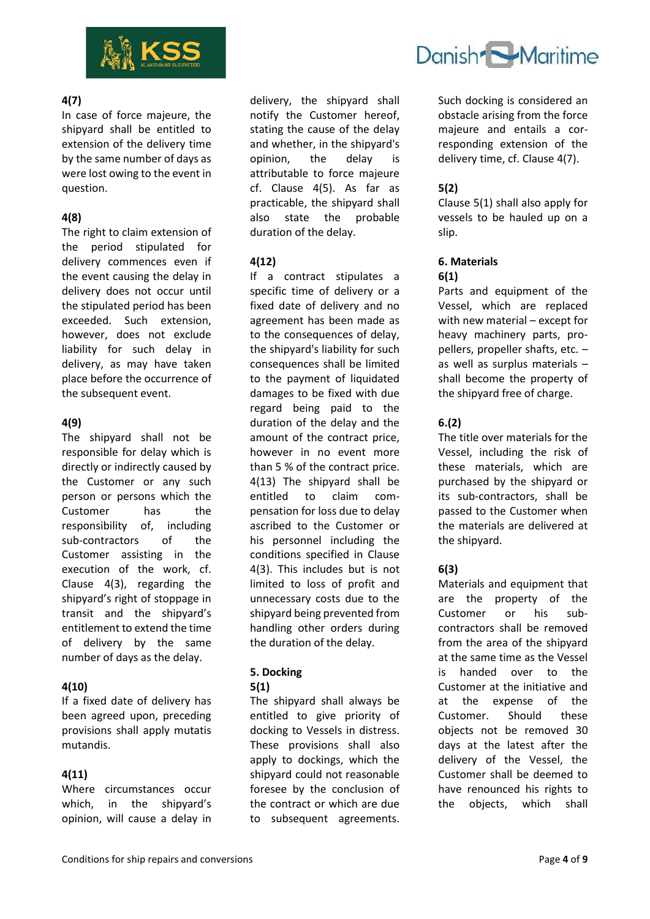**4(7)**
In case of force majeure, the shipyard shall be entitled to extension of the delivery time by the same number of days as were lost owing to the event in question.

**4(8)**
The right to claim extension of the period stipulated for delivery commences even if the event causing the delay in delivery does not occur until the stipulated period has been exceeded. Such extension, however, does not exclude liability for such delay in delivery, as may have taken place before the occurrence of the subsequent event.

**4(9)**
The shipyard shall not be responsible for delay which is directly or indirectly caused by the Customer or any such person or persons which the Customer has the responsibility of, including sub-contractors of the Customer assisting in the execution of the work, cf. Clause 4(3), regarding the shipyard's right of stoppage in transit and the shipyard's entitlement to extend the time of delivery by the same number of days as the delay.

**4(10)**
If a fixed date of delivery has been agreed upon, preceding provisions shall apply mutatis mutandis.

**4(11)**
Where circumstances occur which, in the shipyard's opinion, will cause a delay in delivery, the shipyard shall notify the Customer hereof, stating the cause of the delay and whether, in the shipyard's opinion, the delay is attributable to force majeure cf. Clause 4(5). As far as practicable, the shipyard shall also state the probable duration of the delay.

**4(12)**
If a contract stipulates a specific time of delivery or a fixed date of delivery and no agreement has been made as to the consequences of delay, the shipyard's liability for such consequences shall be limited to the payment of liquidated damages to be fixed with due regard being paid to the duration of the delay and the amount of the contract price, however in no event more than 5 % of the contract price.
4(13) The shipyard shall be entitled to claim compensation for loss due to delay ascribed to the Customer or his personnel including the conditions specified in Clause 4(3). This includes but is not limited to loss of profit and unnecessary costs due to the shipyard being prevented from handling other orders during the duration of the delay.

**5. Docking**

**5(1)**
The shipyard shall always be entitled to give priority of docking to Vessels in distress. These provisions shall also apply to dockings, which the shipyard could not reasonable foresee by the conclusion of the contract or which are due to subsequent agreements. Such docking is considered an obstacle arising from the force majeure and entails a corresponding extension of the delivery time, cf. Clause 4(7).

**5(2)**
Clause 5(1) shall also apply for vessels to be hauled up on a slip.

**6. Materials**

**6(1)**
Parts and equipment of the Vessel, which are replaced with new material – except for heavy machinery parts, propellers, propeller shafts, etc. – as well as surplus materials – shall become the property of the shipyard free of charge.

**6.(2)**
The title over materials for the Vessel, including the risk of these materials, which are purchased by the shipyard or its sub-contractors, shall be passed to the Customer when the materials are delivered at the shipyard.

**6(3)**
Materials and equipment that are the property of the Customer or his sub-contractors shall be removed from the area of the shipyard at the same time as the Vessel is handed over to the Customer at the initiative and at the expense of the Customer. Should these objects not be removed 30 days at the latest after the delivery of the Vessel, the Customer shall be deemed to have renounced his rights to the objects, which shall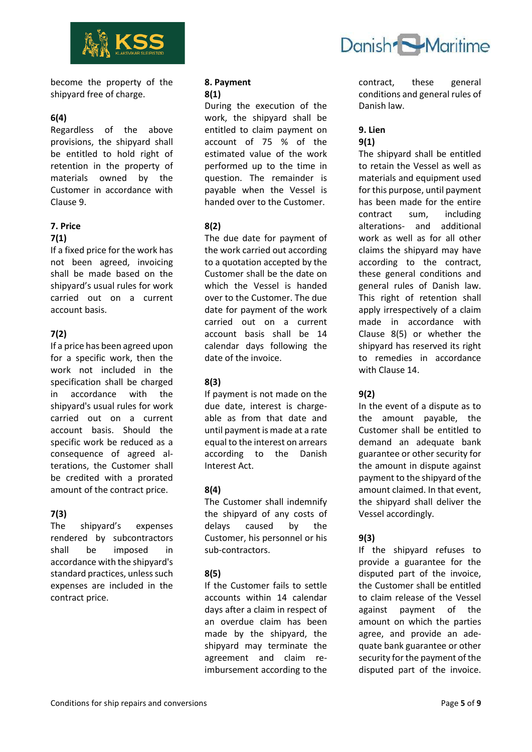become the property of the shipyard free of charge.

**6(4)**

Regardless of the above provisions, the shipyard shall be entitled to hold right of retention in the property of materials owned by the Customer in accordance with Clause 9.

## 7. Price

**7(1)**

If a fixed price for the work has not been agreed, invoicing shall be made based on the shipyard's usual rules for work carried out on a current account basis.

**7(2)**

If a price has been agreed upon for a specific work, then the work not included in the specification shall be charged in accordance with the shipyard's usual rules for work carried out on a current account basis. Should the specific work be reduced as a consequence of agreed alterations, the Customer shall be credited with a prorated amount of the contract price.

**7(3)**

The shipyard's expenses rendered by subcontractors shall be imposed in accordance with the shipyard's standard practices, unless such expenses are included in the contract price.

## 8. Payment

**8(1)**

During the execution of the work, the shipyard shall be entitled to claim payment on account of 75 % of the estimated value of the work performed up to the time in question. The remainder is payable when the Vessel is handed over to the Customer.

**8(2)**

The due date for payment of the work carried out according to a quotation accepted by the Customer shall be the date on which the Vessel is handed over to the Customer. The due date for payment of the work carried out on a current account basis shall be 14 calendar days following the date of the invoice.

**8(3)**

If payment is not made on the due date, interest is chargeable as from that date and until payment is made at a rate equal to the interest on arrears according to the Danish Interest Act.

**8(4)**

The Customer shall indemnify the shipyard of any costs of delays caused by the Customer, his personnel or his sub-contractors.

**8(5)**

If the Customer fails to settle accounts within 14 calendar days after a claim in respect of an overdue claim has been made by the shipyard, the shipyard may terminate the agreement and claim reimbursement according to the contract, these general conditions and general rules of Danish law.

## 9. Lien

**9(1)**

The shipyard shall be entitled to retain the Vessel as well as materials and equipment used for this purpose, until payment has been made for the entire contract sum, including alterations- and additional work as well as for all other claims the shipyard may have according to the contract, these general conditions and general rules of Danish law. This right of retention shall apply irrespectively of a claim made in accordance with Clause 8(5) or whether the shipyard has reserved its right to remedies in accordance with Clause 14.

**9(2)**

In the event of a dispute as to the amount payable, the Customer shall be entitled to demand an adequate bank guarantee or other security for the amount in dispute against payment to the shipyard of the amount claimed. In that event, the shipyard shall deliver the Vessel accordingly.

**9(3)**

If the shipyard refuses to provide a guarantee for the disputed part of the invoice, the Customer shall be entitled to claim release of the Vessel against payment of the amount on which the parties agree, and provide an adequate bank guarantee or other security for the payment of the disputed part of the invoice.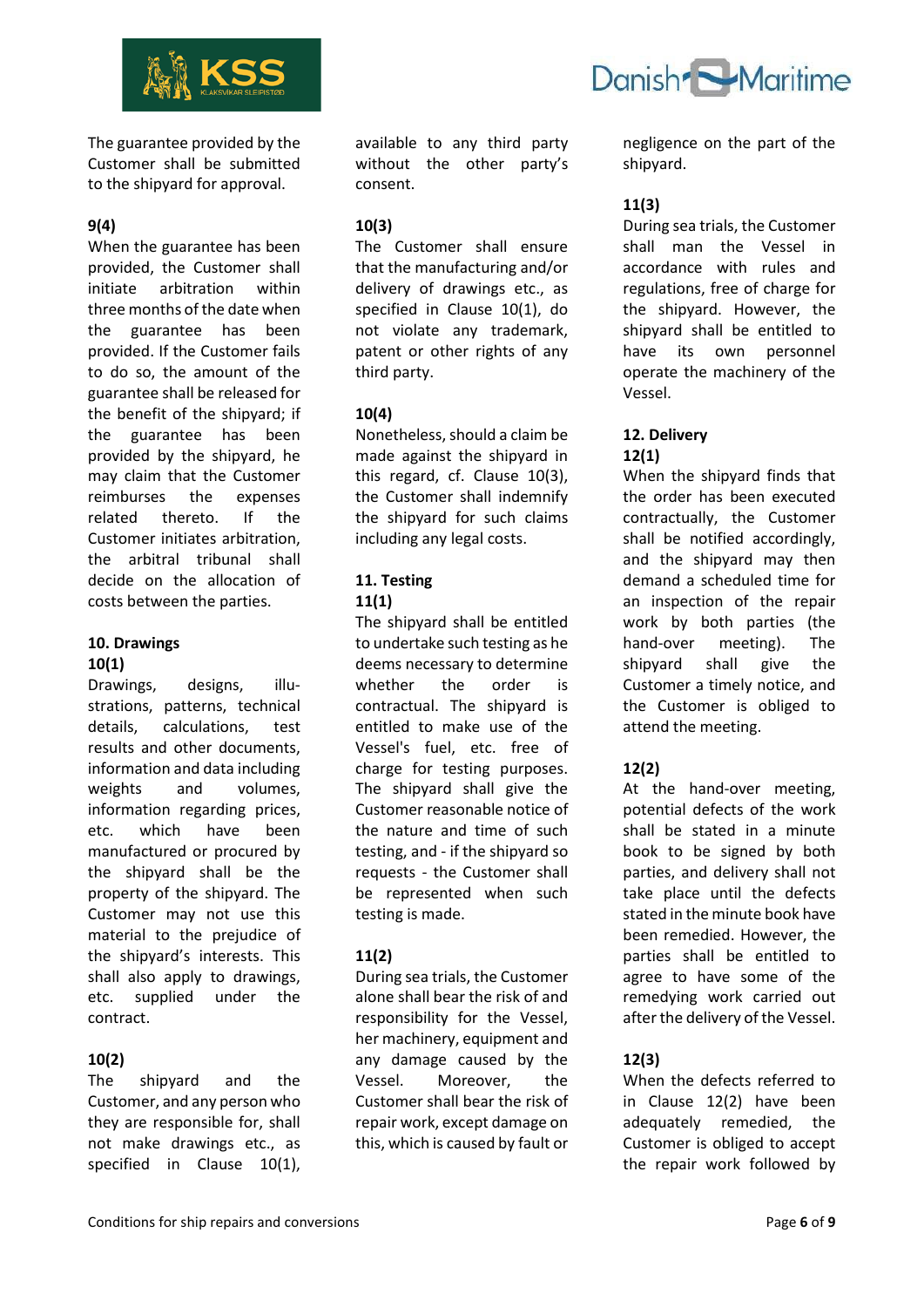The guarantee provided by the Customer shall be submitted to the shipyard for approval.

**9(4)**

When the guarantee has been provided, the Customer shall initiate arbitration within three months of the date when the guarantee has been provided. If the Customer fails to do so, the amount of the guarantee shall be released for the benefit of the shipyard; if the guarantee has been provided by the shipyard, he may claim that the Customer reimburses the expenses related thereto. If the Customer initiates arbitration, the arbitral tribunal shall decide on the allocation of costs between the parties.

## 10. Drawings

**10(1)**

Drawings, designs, illu-strations, patterns, technical details, calculations, test results and other documents, information and data including weights and volumes, information regarding prices, etc. which have been manufactured or procured by the shipyard shall be the property of the shipyard. The Customer may not use this material to the prejudice of the shipyard's interests. This shall also apply to drawings, etc. supplied under the contract.

**10(2)**

The shipyard and the Customer, and any person who they are responsible for, shall not make drawings etc., as specified in Clause 10(1), available to any third party without the other party's consent.

**10(3)**

The Customer shall ensure that the manufacturing and/or delivery of drawings etc., as specified in Clause 10(1), do not violate any trademark, patent or other rights of any third party.

**10(4)**

Nonetheless, should a claim be made against the shipyard in this regard, cf. Clause 10(3), the Customer shall indemnify the shipyard for such claims including any legal costs.

## 11. Testing

**11(1)**

The shipyard shall be entitled to undertake such testing as he deems necessary to determine whether the order is contractual. The shipyard is entitled to make use of the Vessel's fuel, etc. free of charge for testing purposes. The shipyard shall give the Customer reasonable notice of the nature and time of such testing, and - if the shipyard so requests - the Customer shall be represented when such testing is made.

**11(2)**

During sea trials, the Customer alone shall bear the risk of and responsibility for the Vessel, her machinery, equipment and any damage caused by the Vessel. Moreover, the Customer shall bear the risk of repair work, except damage on this, which is caused by fault or negligence on the part of the shipyard.

**11(3)**

During sea trials, the Customer shall man the Vessel in accordance with rules and regulations, free of charge for the shipyard. However, the shipyard shall be entitled to have its own personnel operate the machinery of the Vessel.

## 12. Delivery

**12(1)**

When the shipyard finds that the order has been executed contractually, the Customer shall be notified accordingly, and the shipyard may then demand a scheduled time for an inspection of the repair work by both parties (the hand-over meeting). The shipyard shall give the Customer a timely notice, and the Customer is obliged to attend the meeting.

**12(2)**

At the hand-over meeting, potential defects of the work shall be stated in a minute book to be signed by both parties, and delivery shall not take place until the defects stated in the minute book have been remedied. However, the parties shall be entitled to agree to have some of the remedying work carried out after the delivery of the Vessel.

**12(3)**

When the defects referred to in Clause 12(2) have been adequately remedied, the Customer is obliged to accept the repair work followed by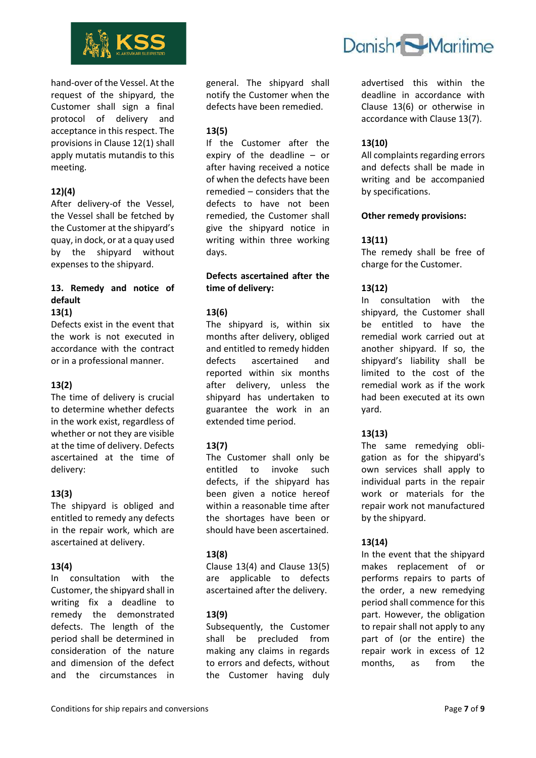hand-over of the Vessel. At the request of the shipyard, the Customer shall sign a final protocol of delivery and acceptance in this respect. The provisions in Clause 12(1) shall apply mutatis mutandis to this meeting.

**12)(4)**
After delivery-of the Vessel, the Vessel shall be fetched by the Customer at the shipyard's quay, in dock, or at a quay used by the shipyard without expenses to the shipyard.

## 13. Remedy and notice of default

**13(1)**
Defects exist in the event that the work is not executed in accordance with the contract or in a professional manner.

**13(2)**
The time of delivery is crucial to determine whether defects in the work exist, regardless of whether or not they are visible at the time of delivery. Defects ascertained at the time of delivery:

**13(3)**
The shipyard is obliged and entitled to remedy any defects in the repair work, which are ascertained at delivery.

**13(4)**
In consultation with the Customer, the shipyard shall in writing fix a deadline to remedy the demonstrated defects. The length of the period shall be determined in consideration of the nature and dimension of the defect and the circumstances in general. The shipyard shall notify the Customer when the defects have been remedied.

**13(5)**
If the Customer after the expiry of the deadline – or after having received a notice of when the defects have been remedied – considers that the defects to have not been remedied, the Customer shall give the shipyard notice in writing within three working days.

**Defects ascertained after the time of delivery:**

**13(6)**
The shipyard is, within six months after delivery, obliged and entitled to remedy hidden defects ascertained and reported within six months after delivery, unless the shipyard has undertaken to guarantee the work in an extended time period.

**13(7)**
The Customer shall only be entitled to invoke such defects, if the shipyard has been given a notice hereof within a reasonable time after the shortages have been or should have been ascertained.

**13(8)**
Clause 13(4) and Clause 13(5) are applicable to defects ascertained after the delivery.

**13(9)**
Subsequently, the Customer shall be precluded from making any claims in regards to errors and defects, without the Customer having duly advertised this within the deadline in accordance with Clause 13(6) or otherwise in accordance with Clause 13(7).

**13(10)**
All complaints regarding errors and defects shall be made in writing and be accompanied by specifications.

**Other remedy provisions:**

**13(11)**
The remedy shall be free of charge for the Customer.

**13(12)**
In consultation with the shipyard, the Customer shall be entitled to have the remedial work carried out at another shipyard. If so, the shipyard's liability shall be limited to the cost of the remedial work as if the work had been executed at its own yard.

**13(13)**
The same remedying obligation as for the shipyard's own services shall apply to individual parts in the repair work or materials for the repair work not manufactured by the shipyard.

**13(14)**
In the event that the shipyard makes replacement of or performs repairs to parts of the order, a new remedying period shall commence for this part. However, the obligation to repair shall not apply to any part of (or the entire) the repair work in excess of 12 months, as from the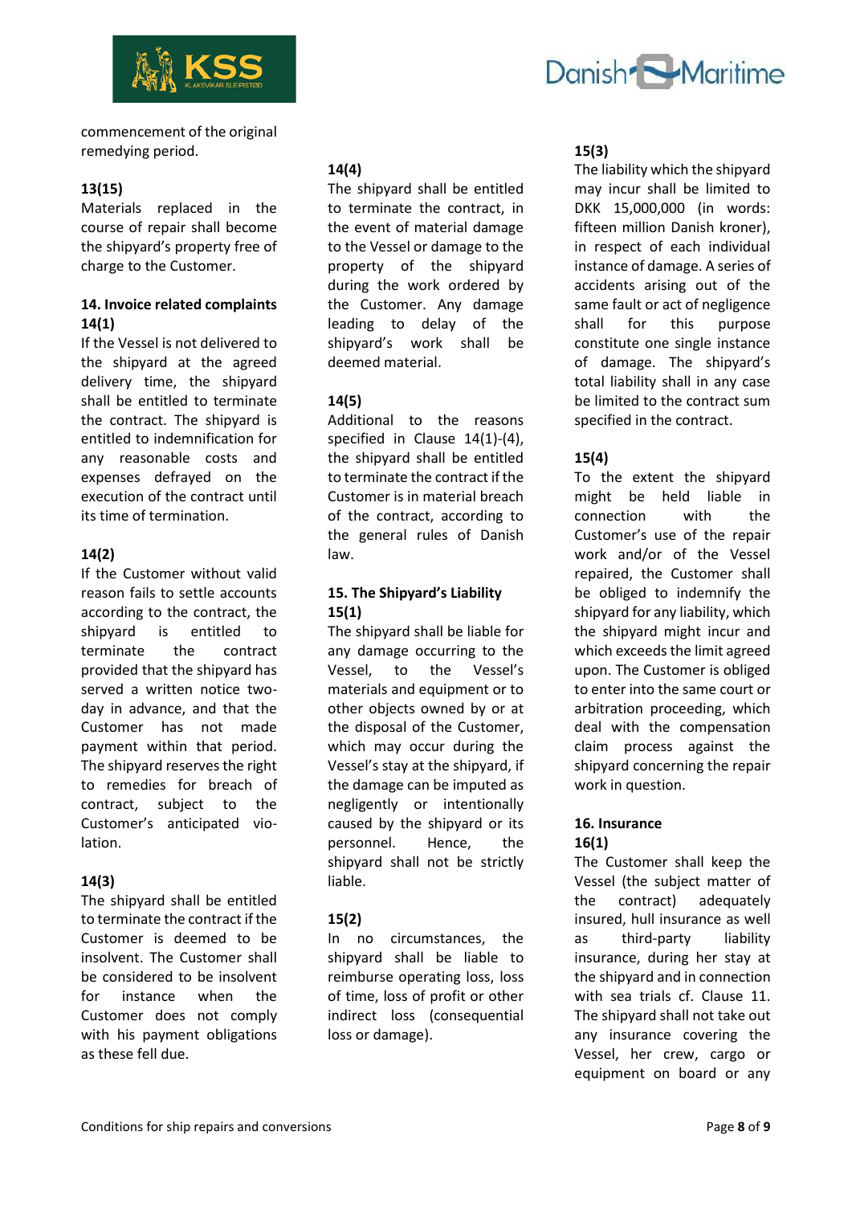commencement of the original remedying period.

**13(15)**
Materials replaced in the course of repair shall become the shipyard's property free of charge to the Customer.

## 14. Invoice related complaints

**14(1)**
If the Vessel is not delivered to the shipyard at the agreed delivery time, the shipyard shall be entitled to terminate the contract. The shipyard is entitled to indemnification for any reasonable costs and expenses defrayed on the execution of the contract until its time of termination.

**14(2)**
If the Customer without valid reason fails to settle accounts according to the contract, the shipyard is entitled to terminate the contract provided that the shipyard has served a written notice two-day in advance, and that the Customer has not made payment within that period. The shipyard reserves the right to remedies for breach of contract, subject to the Customer's anticipated violation.

**14(3)**
The shipyard shall be entitled to terminate the contract if the Customer is deemed to be insolvent. The Customer shall be considered to be insolvent for instance when the Customer does not comply with his payment obligations as these fell due.

**14(4)**
The shipyard shall be entitled to terminate the contract, in the event of material damage to the Vessel or damage to the property of the shipyard during the work ordered by the Customer. Any damage leading to delay of the shipyard's work shall be deemed material.

**14(5)**
Additional to the reasons specified in Clause 14(1)-(4), the shipyard shall be entitled to terminate the contract if the Customer is in material breach of the contract, according to the general rules of Danish law.

## 15. The Shipyard's Liability

**15(1)**
The shipyard shall be liable for any damage occurring to the Vessel, to the Vessel's materials and equipment or to other objects owned by or at the disposal of the Customer, which may occur during the Vessel's stay at the shipyard, if the damage can be imputed as negligently or intentionally caused by the shipyard or its personnel. Hence, the shipyard shall not be strictly liable.

**15(2)**
In no circumstances, the shipyard shall be liable to reimburse operating loss, loss of time, loss of profit or other indirect loss (consequential loss or damage).

**15(3)**
The liability which the shipyard may incur shall be limited to DKK 15,000,000 (in words: fifteen million Danish kroner), in respect of each individual instance of damage. A series of accidents arising out of the same fault or act of negligence shall for this purpose constitute one single instance of damage. The shipyard's total liability shall in any case be limited to the contract sum specified in the contract.

**15(4)**
To the extent the shipyard might be held liable in connection with the Customer's use of the repair work and/or of the Vessel repaired, the Customer shall be obliged to indemnify the shipyard for any liability, which the shipyard might incur and which exceeds the limit agreed upon. The Customer is obliged to enter into the same court or arbitration proceeding, which deal with the compensation claim process against the shipyard concerning the repair work in question.

## 16. Insurance

**16(1)**
The Customer shall keep the Vessel (the subject matter of the contract) adequately insured, hull insurance as well as third-party liability insurance, during her stay at the shipyard and in connection with sea trials cf. Clause 11. The shipyard shall not take out any insurance covering the Vessel, her crew, cargo or equipment on board or any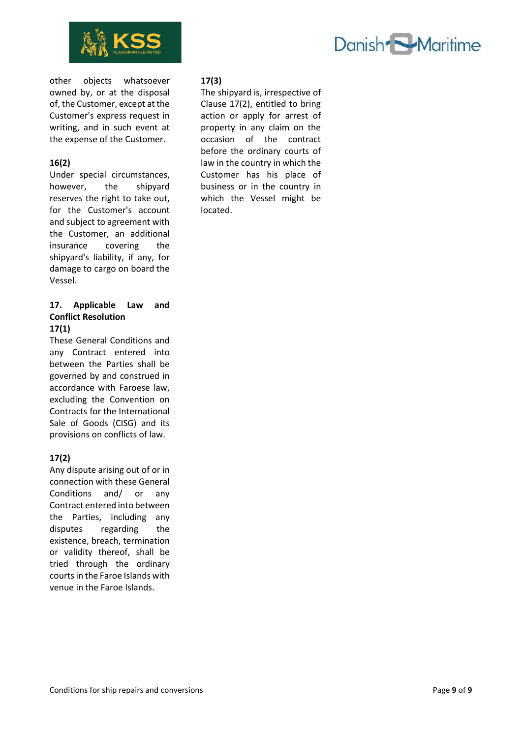other objects whatsoever owned by, or at the disposal of, the Customer, except at the Customer's express request in writing, and in such event at the expense of the Customer.

**16(2)**
Under special circumstances, however, the shipyard reserves the right to take out, for the Customer's account and subject to agreement with the Customer, an additional insurance covering the shipyard's liability, if any, for damage to cargo on board the Vessel.

## 17. Applicable Law and Conflict Resolution

**17(1)**
These General Conditions and any Contract entered into between the Parties shall be governed by and construed in accordance with Faroese law, excluding the Convention on Contracts for the International Sale of Goods (CISG) and its provisions on conflicts of law.

**17(2)**
Any dispute arising out of or in connection with these General Conditions and/ or any Contract entered into between the Parties, including any disputes regarding the existence, breach, termination or validity thereof, shall be tried through the ordinary courts in the Faroe Islands with venue in the Faroe Islands.

**17(3)**
The shipyard is, irrespective of Clause 17(2), entitled to bring action or apply for arrest of property in any claim on the occasion of the contract before the ordinary courts of law in the country in which the Customer has his place of business or in the country in which the Vessel might be located.